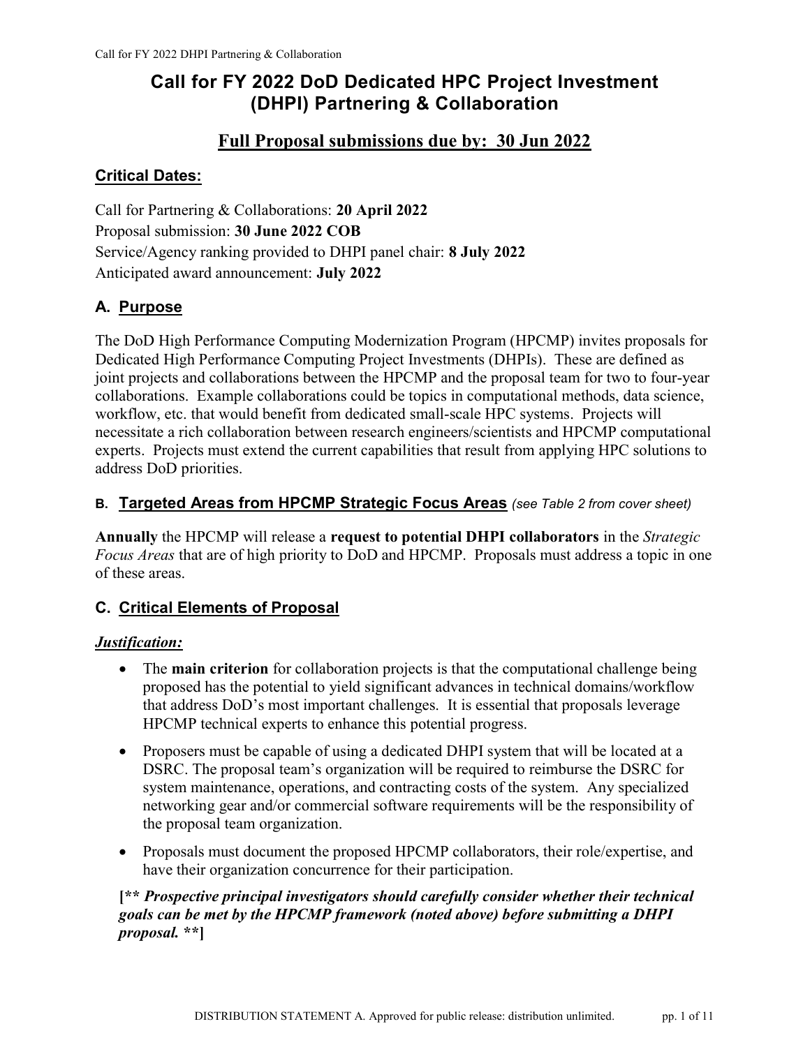# Call for FY 2022 DoD Dedicated HPC Project Investment (DHPI) Partnering & Collaboration

## Full Proposal submissions due by: 30 Jun 2022

### Critical Dates:

Call for Partnering & Collaborations: **20 April 2022**
Proposal submission: **30 June 2022 COB**
Service/Agency ranking provided to DHPI panel chair: **8 July 2022**
Anticipated award announcement: **July 2022**

### A. Purpose

The DoD High Performance Computing Modernization Program (HPCMP) invites proposals for Dedicated High Performance Computing Project Investments (DHPIs). These are defined as joint projects and collaborations between the HPCMP and the proposal team for two to four-year collaborations. Example collaborations could be topics in computational methods, data science, workflow, etc. that would benefit from dedicated small-scale HPC systems. Projects will necessitate a rich collaboration between research engineers/scientists and HPCMP computational experts. Projects must extend the current capabilities that result from applying HPC solutions to address DoD priorities.

### B. Targeted Areas from HPCMP Strategic Focus Areas *(see Table 2 from cover sheet)*

**Annually** the HPCMP will release a **request to potential DHPI collaborators** in the *Strategic Focus Areas* that are of high priority to DoD and HPCMP. Proposals must address a topic in one of these areas.

### C. Critical Elements of Proposal

***Justification:***

- The **main criterion** for collaboration projects is that the computational challenge being proposed has the potential to yield significant advances in technical domains/workflow that address DoD's most important challenges. It is essential that proposals leverage HPCMP technical experts to enhance this potential progress.
- Proposers must be capable of using a dedicated DHPI system that will be located at a DSRC. The proposal team's organization will be required to reimburse the DSRC for system maintenance, operations, and contracting costs of the system. Any specialized networking gear and/or commercial software requirements will be the responsibility of the proposal team organization.
- Proposals must document the proposed HPCMP collaborators, their role/expertise, and have their organization concurrence for their participation.

**[\*\* *Prospective principal investigators should carefully consider whether their technical goals can be met by the HPCMP framework (noted above) before submitting a DHPI proposal.* \*\*]**

DISTRIBUTION STATEMENT A. Approved for public release: distribution unlimited.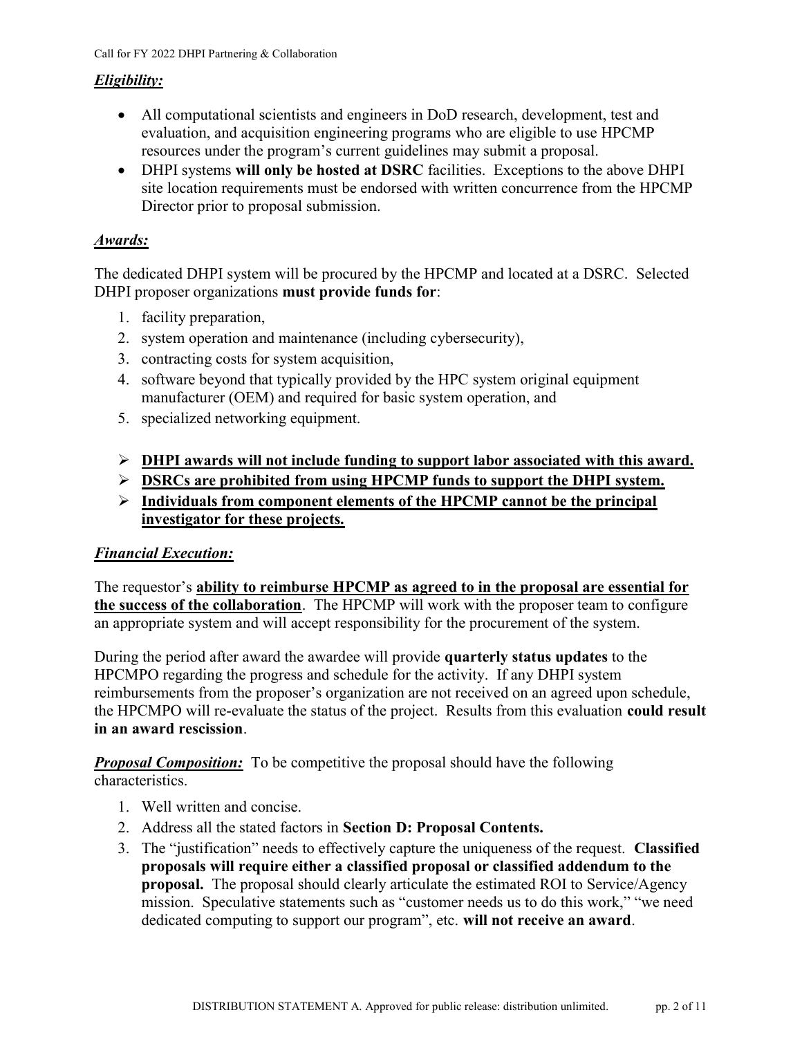***Eligibility:***

- All computational scientists and engineers in DoD research, development, test and evaluation, and acquisition engineering programs who are eligible to use HPCMP resources under the program's current guidelines may submit a proposal.
- DHPI systems **will only be hosted at DSRC** facilities. Exceptions to the above DHPI site location requirements must be endorsed with written concurrence from the HPCMP Director prior to proposal submission.

***Awards:***

The dedicated DHPI system will be procured by the HPCMP and located at a DSRC. Selected DHPI proposer organizations **must provide funds for**:

1. facility preparation,
2. system operation and maintenance (including cybersecurity),
3. contracting costs for system acquisition,
4. software beyond that typically provided by the HPC system original equipment manufacturer (OEM) and required for basic system operation, and
5. specialized networking equipment.

- **DHPI awards will not include funding to support labor associated with this award.**
- **DSRCs are prohibited from using HPCMP funds to support the DHPI system.**
- **Individuals from component elements of the HPCMP cannot be the principal investigator for these projects.**

***Financial Execution:***

The requestor's **ability to reimburse HPCMP as agreed to in the proposal are essential for the success of the collaboration**. The HPCMP will work with the proposer team to configure an appropriate system and will accept responsibility for the procurement of the system.

During the period after award the awardee will provide **quarterly status updates** to the HPCMPO regarding the progress and schedule for the activity. If any DHPI system reimbursements from the proposer's organization are not received on an agreed upon schedule, the HPCMPO will re-evaluate the status of the project. Results from this evaluation **could result in an award rescission**.

***Proposal Composition:*** To be competitive the proposal should have the following characteristics.

1. Well written and concise.
2. Address all the stated factors in **Section D: Proposal Contents.**
3. The "justification" needs to effectively capture the uniqueness of the request. **Classified proposals will require either a classified proposal or classified addendum to the proposal.** The proposal should clearly articulate the estimated ROI to Service/Agency mission. Speculative statements such as "customer needs us to do this work," "we need dedicated computing to support our program", etc. **will not receive an award**.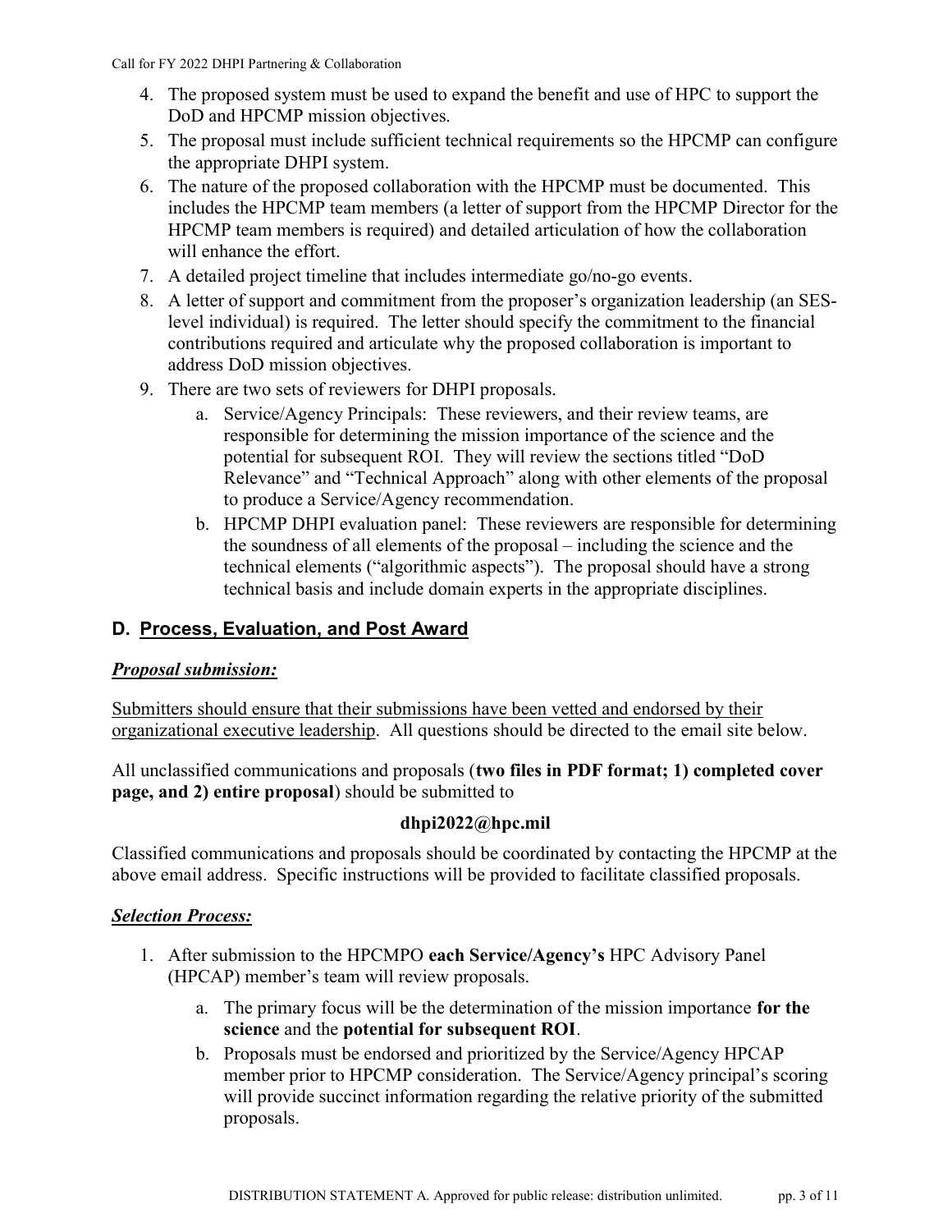4. The proposed system must be used to expand the benefit and use of HPC to support the DoD and HPCMP mission objectives.
5. The proposal must include sufficient technical requirements so the HPCMP can configure the appropriate DHPI system.
6. The nature of the proposed collaboration with the HPCMP must be documented. This includes the HPCMP team members (a letter of support from the HPCMP Director for the HPCMP team members is required) and detailed articulation of how the collaboration will enhance the effort.
7. A detailed project timeline that includes intermediate go/no-go events.
8. A letter of support and commitment from the proposer's organization leadership (an SES-level individual) is required. The letter should specify the commitment to the financial contributions required and articulate why the proposed collaboration is important to address DoD mission objectives.
9. There are two sets of reviewers for DHPI proposals.
   a. Service/Agency Principals: These reviewers, and their review teams, are responsible for determining the mission importance of the science and the potential for subsequent ROI. They will review the sections titled "DoD Relevance" and "Technical Approach" along with other elements of the proposal to produce a Service/Agency recommendation.
   b. HPCMP DHPI evaluation panel: These reviewers are responsible for determining the soundness of all elements of the proposal – including the science and the technical elements ("algorithmic aspects"). The proposal should have a strong technical basis and include domain experts in the appropriate disciplines.

## D. Process, Evaluation, and Post Award

***Proposal submission:***

Submitters should ensure that their submissions have been vetted and endorsed by their organizational executive leadership. All questions should be directed to the email site below.

All unclassified communications and proposals (**two files in PDF format; 1) completed cover page, and 2) entire proposal**) should be submitted to

**dhpi2022@hpc.mil**

Classified communications and proposals should be coordinated by contacting the HPCMP at the above email address. Specific instructions will be provided to facilitate classified proposals.

***Selection Process:***

1. After submission to the HPCMPO **each Service/Agency's** HPC Advisory Panel (HPCAP) member's team will review proposals.
   a. The primary focus will be the determination of the mission importance **for the science** and the **potential for subsequent ROI**.
   b. Proposals must be endorsed and prioritized by the Service/Agency HPCAP member prior to HPCMP consideration. The Service/Agency principal's scoring will provide succinct information regarding the relative priority of the submitted proposals.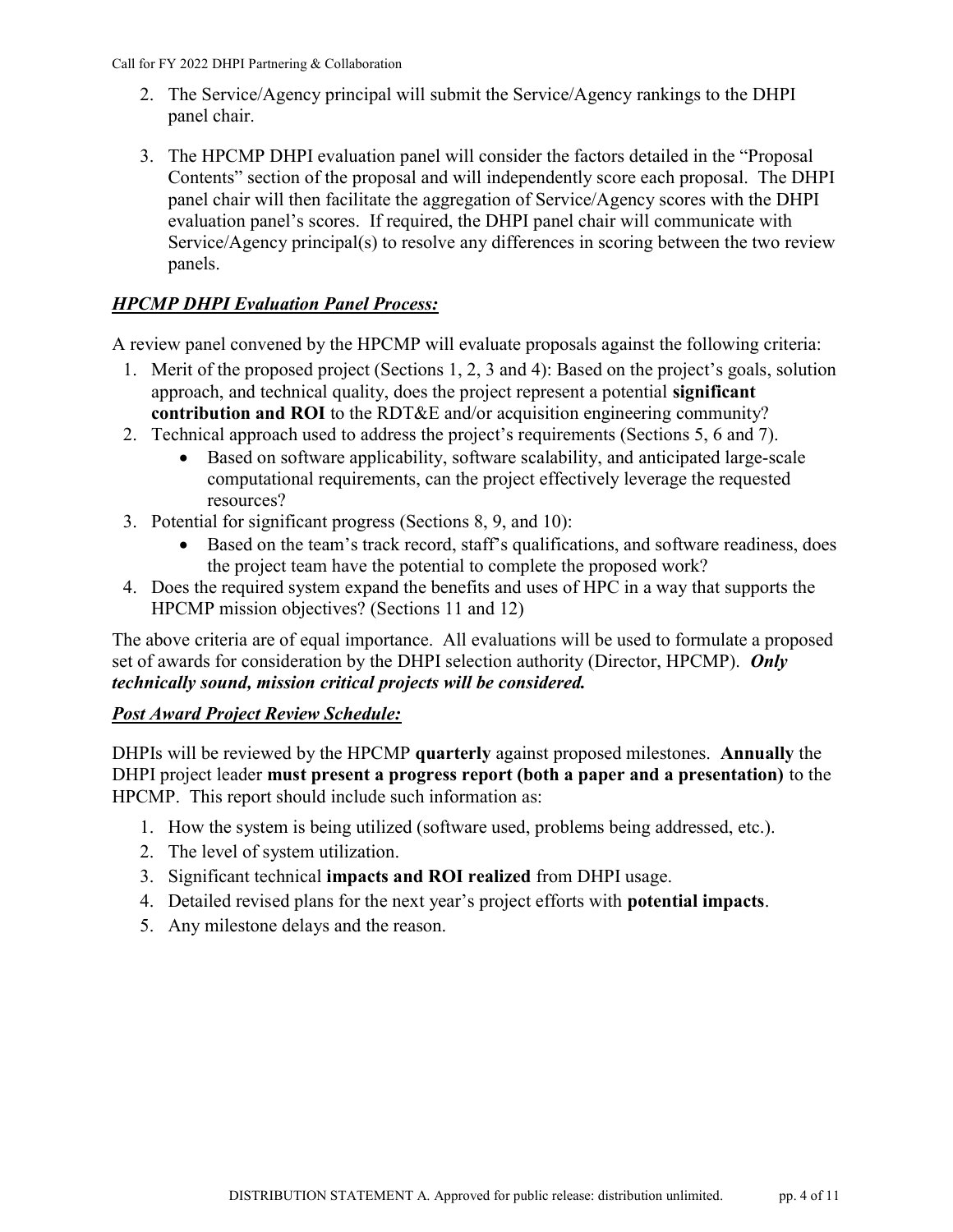2. The Service/Agency principal will submit the Service/Agency rankings to the DHPI panel chair.

3. The HPCMP DHPI evaluation panel will consider the factors detailed in the "Proposal Contents" section of the proposal and will independently score each proposal. The DHPI panel chair will then facilitate the aggregation of Service/Agency scores with the DHPI evaluation panel's scores. If required, the DHPI panel chair will communicate with Service/Agency principal(s) to resolve any differences in scoring between the two review panels.

***HPCMP DHPI Evaluation Panel Process:***

A review panel convened by the HPCMP will evaluate proposals against the following criteria:

1. Merit of the proposed project (Sections 1, 2, 3 and 4): Based on the project's goals, solution approach, and technical quality, does the project represent a potential **significant contribution and ROI** to the RDT&E and/or acquisition engineering community?
2. Technical approach used to address the project's requirements (Sections 5, 6 and 7).
   - Based on software applicability, software scalability, and anticipated large-scale computational requirements, can the project effectively leverage the requested resources?
3. Potential for significant progress (Sections 8, 9, and 10):
   - Based on the team's track record, staff's qualifications, and software readiness, does the project team have the potential to complete the proposed work?
4. Does the required system expand the benefits and uses of HPC in a way that supports the HPCMP mission objectives? (Sections 11 and 12)

The above criteria are of equal importance. All evaluations will be used to formulate a proposed set of awards for consideration by the DHPI selection authority (Director, HPCMP). ***Only technically sound, mission critical projects will be considered.***

***Post Award Project Review Schedule:***

DHPIs will be reviewed by the HPCMP **quarterly** against proposed milestones. **Annually** the DHPI project leader **must present a progress report (both a paper and a presentation)** to the HPCMP. This report should include such information as:

1. How the system is being utilized (software used, problems being addressed, etc.).
2. The level of system utilization.
3. Significant technical **impacts and ROI realized** from DHPI usage.
4. Detailed revised plans for the next year's project efforts with **potential impacts**.
5. Any milestone delays and the reason.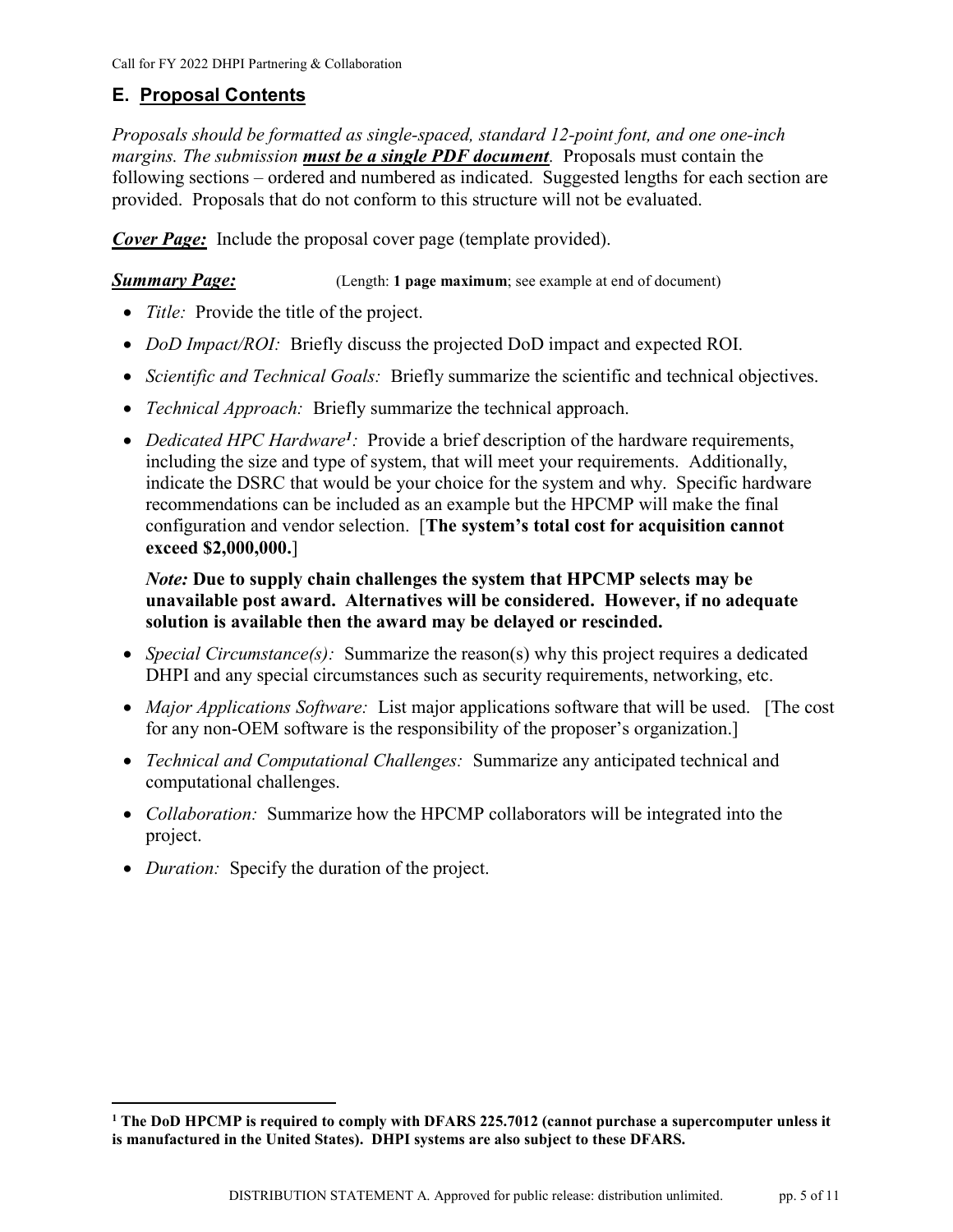## E. Proposal Contents

*Proposals should be formatted as single-spaced, standard 12-point font, and one one-inch margins. The submission* ***must be a single PDF document****.* Proposals must contain the following sections – ordered and numbered as indicated. Suggested lengths for each section are provided. Proposals that do not conform to this structure will not be evaluated.

***Cover Page:*** Include the proposal cover page (template provided).

***Summary Page:*** (Length: **1 page maximum**; see example at end of document)

- *Title:* Provide the title of the project.
- *DoD Impact/ROI:* Briefly discuss the projected DoD impact and expected ROI.
- *Scientific and Technical Goals:* Briefly summarize the scientific and technical objectives.
- *Technical Approach:* Briefly summarize the technical approach.
- *Dedicated HPC Hardware*[1]*:* Provide a brief description of the hardware requirements, including the size and type of system, that will meet your requirements. Additionally, indicate the DSRC that would be your choice for the system and why. Specific hardware recommendations can be included as an example but the HPCMP will make the final configuration and vendor selection. [**The system's total cost for acquisition cannot exceed $2,000,000.**]

  *Note:* **Due to supply chain challenges the system that HPCMP selects may be unavailable post award. Alternatives will be considered. However, if no adequate solution is available then the award may be delayed or rescinded.**
- *Special Circumstance(s):* Summarize the reason(s) why this project requires a dedicated DHPI and any special circumstances such as security requirements, networking, etc.
- *Major Applications Software:* List major applications software that will be used. [The cost for any non-OEM software is the responsibility of the proposer's organization.]
- *Technical and Computational Challenges:* Summarize any anticipated technical and computational challenges.
- *Collaboration:* Summarize how the HPCMP collaborators will be integrated into the project.
- *Duration:* Specify the duration of the project.

---

[1] **The DoD HPCMP is required to comply with DFARS 225.7012 (cannot purchase a supercomputer unless it is manufactured in the United States). DHPI systems are also subject to these DFARS.**

DISTRIBUTION STATEMENT A. Approved for public release: distribution unlimited.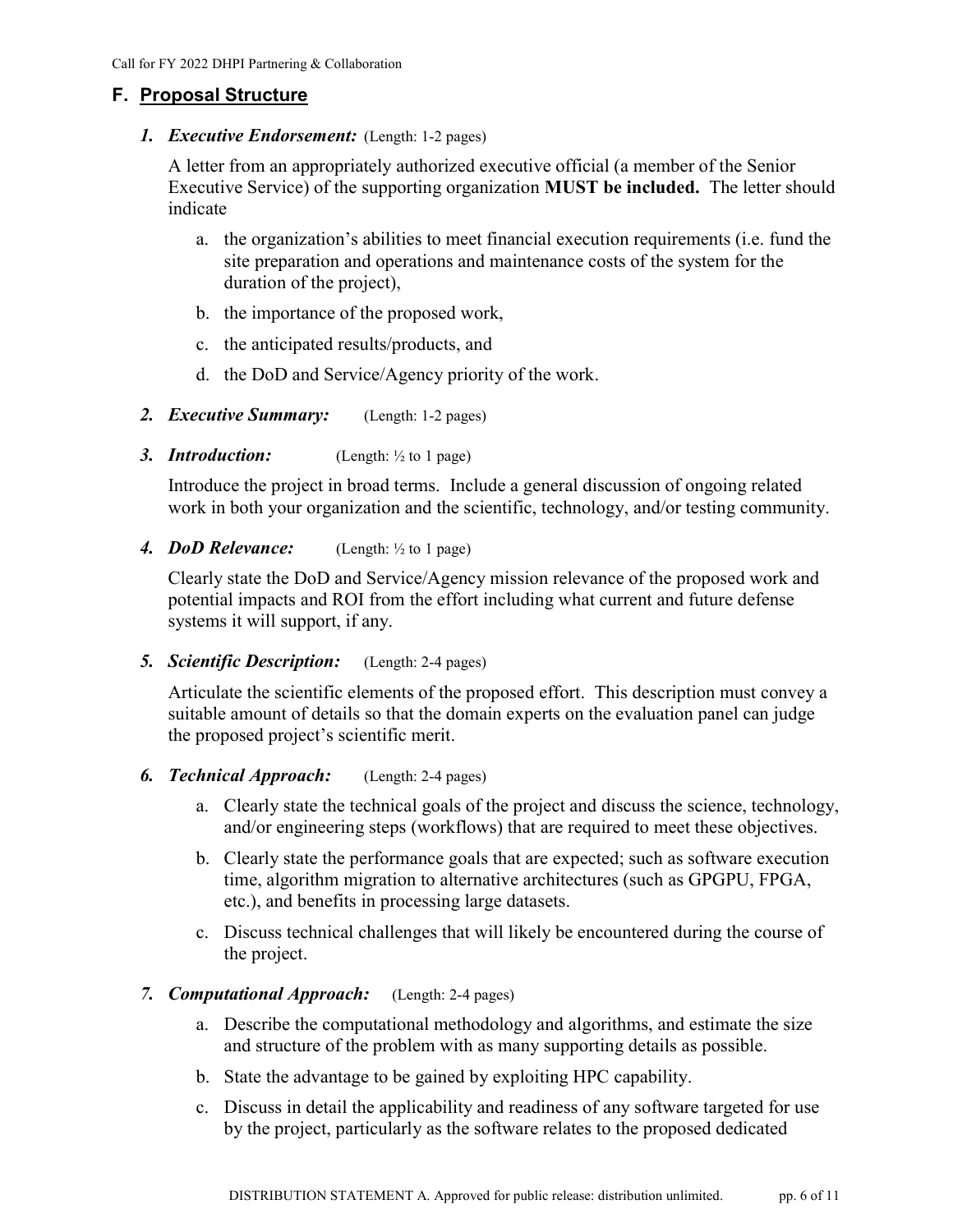## F. Proposal Structure

### 1. *Executive Endorsement:* (Length: 1-2 pages)

A letter from an appropriately authorized executive official (a member of the Senior Executive Service) of the supporting organization **MUST be included.** The letter should indicate

a. the organization's abilities to meet financial execution requirements (i.e. fund the site preparation and operations and maintenance costs of the system for the duration of the project),

b. the importance of the proposed work,

c. the anticipated results/products, and

d. the DoD and Service/Agency priority of the work.

### 2. *Executive Summary:* (Length: 1-2 pages)

### 3. *Introduction:* (Length: ½ to 1 page)

Introduce the project in broad terms. Include a general discussion of ongoing related work in both your organization and the scientific, technology, and/or testing community.

### 4. *DoD Relevance:* (Length: ½ to 1 page)

Clearly state the DoD and Service/Agency mission relevance of the proposed work and potential impacts and ROI from the effort including what current and future defense systems it will support, if any.

### 5. *Scientific Description:* (Length: 2-4 pages)

Articulate the scientific elements of the proposed effort. This description must convey a suitable amount of details so that the domain experts on the evaluation panel can judge the proposed project's scientific merit.

### 6. *Technical Approach:* (Length: 2-4 pages)

a. Clearly state the technical goals of the project and discuss the science, technology, and/or engineering steps (workflows) that are required to meet these objectives.

b. Clearly state the performance goals that are expected; such as software execution time, algorithm migration to alternative architectures (such as GPGPU, FPGA, etc.), and benefits in processing large datasets.

c. Discuss technical challenges that will likely be encountered during the course of the project.

### 7. *Computational Approach:* (Length: 2-4 pages)

a. Describe the computational methodology and algorithms, and estimate the size and structure of the problem with as many supporting details as possible.

b. State the advantage to be gained by exploiting HPC capability.

c. Discuss in detail the applicability and readiness of any software targeted for use by the project, particularly as the software relates to the proposed dedicated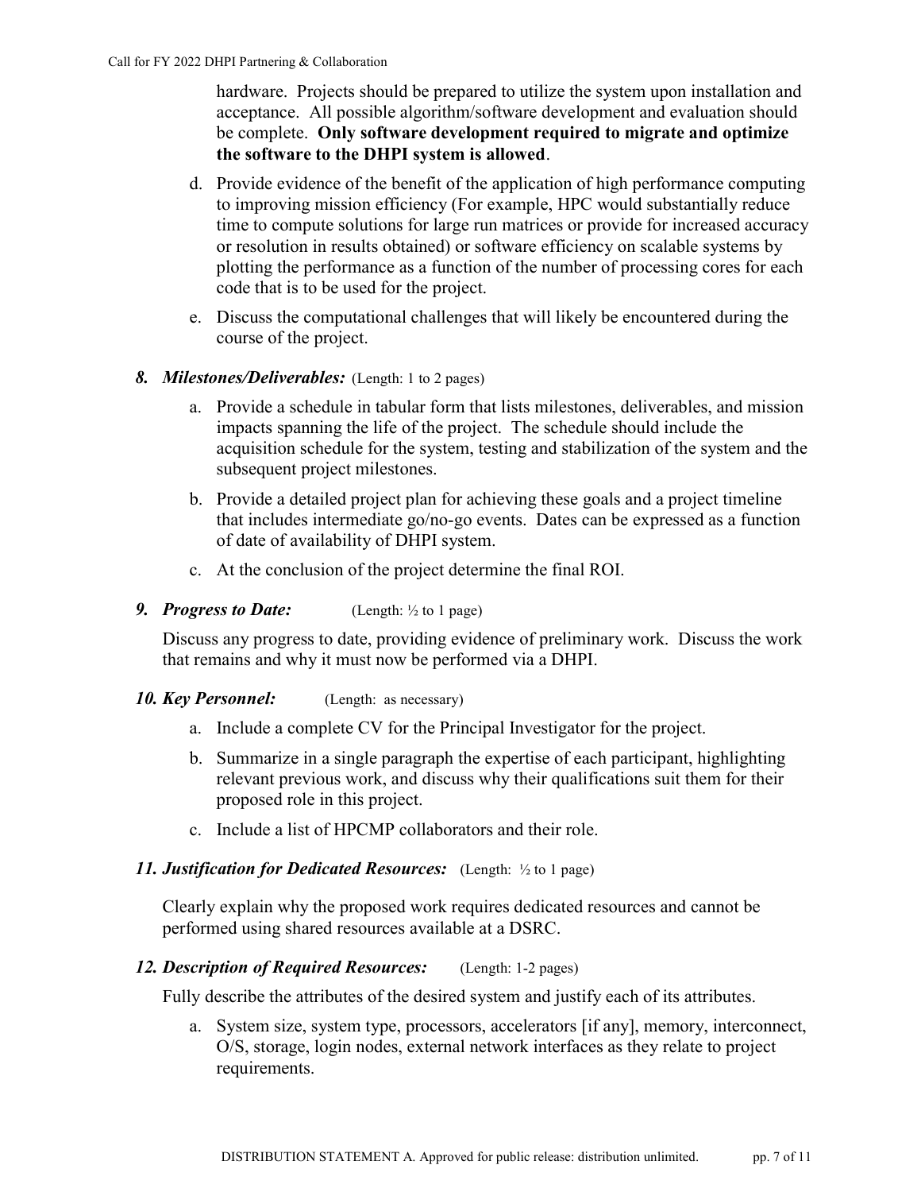hardware. Projects should be prepared to utilize the system upon installation and acceptance. All possible algorithm/software development and evaluation should be complete. **Only software development required to migrate and optimize the software to the DHPI system is allowed**.

d. Provide evidence of the benefit of the application of high performance computing to improving mission efficiency (For example, HPC would substantially reduce time to compute solutions for large run matrices or provide for increased accuracy or resolution in results obtained) or software efficiency on scalable systems by plotting the performance as a function of the number of processing cores for each code that is to be used for the project.

e. Discuss the computational challenges that will likely be encountered during the course of the project.

### 8. *Milestones/Deliverables:* (Length: 1 to 2 pages)

a. Provide a schedule in tabular form that lists milestones, deliverables, and mission impacts spanning the life of the project. The schedule should include the acquisition schedule for the system, testing and stabilization of the system and the subsequent project milestones.

b. Provide a detailed project plan for achieving these goals and a project timeline that includes intermediate go/no-go events. Dates can be expressed as a function of date of availability of DHPI system.

c. At the conclusion of the project determine the final ROI.

### 9. *Progress to Date:* (Length: ½ to 1 page)

Discuss any progress to date, providing evidence of preliminary work. Discuss the work that remains and why it must now be performed via a DHPI.

### 10. *Key Personnel:* (Length: as necessary)

a. Include a complete CV for the Principal Investigator for the project.

b. Summarize in a single paragraph the expertise of each participant, highlighting relevant previous work, and discuss why their qualifications suit them for their proposed role in this project.

c. Include a list of HPCMP collaborators and their role.

### 11. *Justification for Dedicated Resources:* (Length: ½ to 1 page)

Clearly explain why the proposed work requires dedicated resources and cannot be performed using shared resources available at a DSRC.

### 12. *Description of Required Resources:* (Length: 1-2 pages)

Fully describe the attributes of the desired system and justify each of its attributes.

a. System size, system type, processors, accelerators [if any], memory, interconnect, O/S, storage, login nodes, external network interfaces as they relate to project requirements.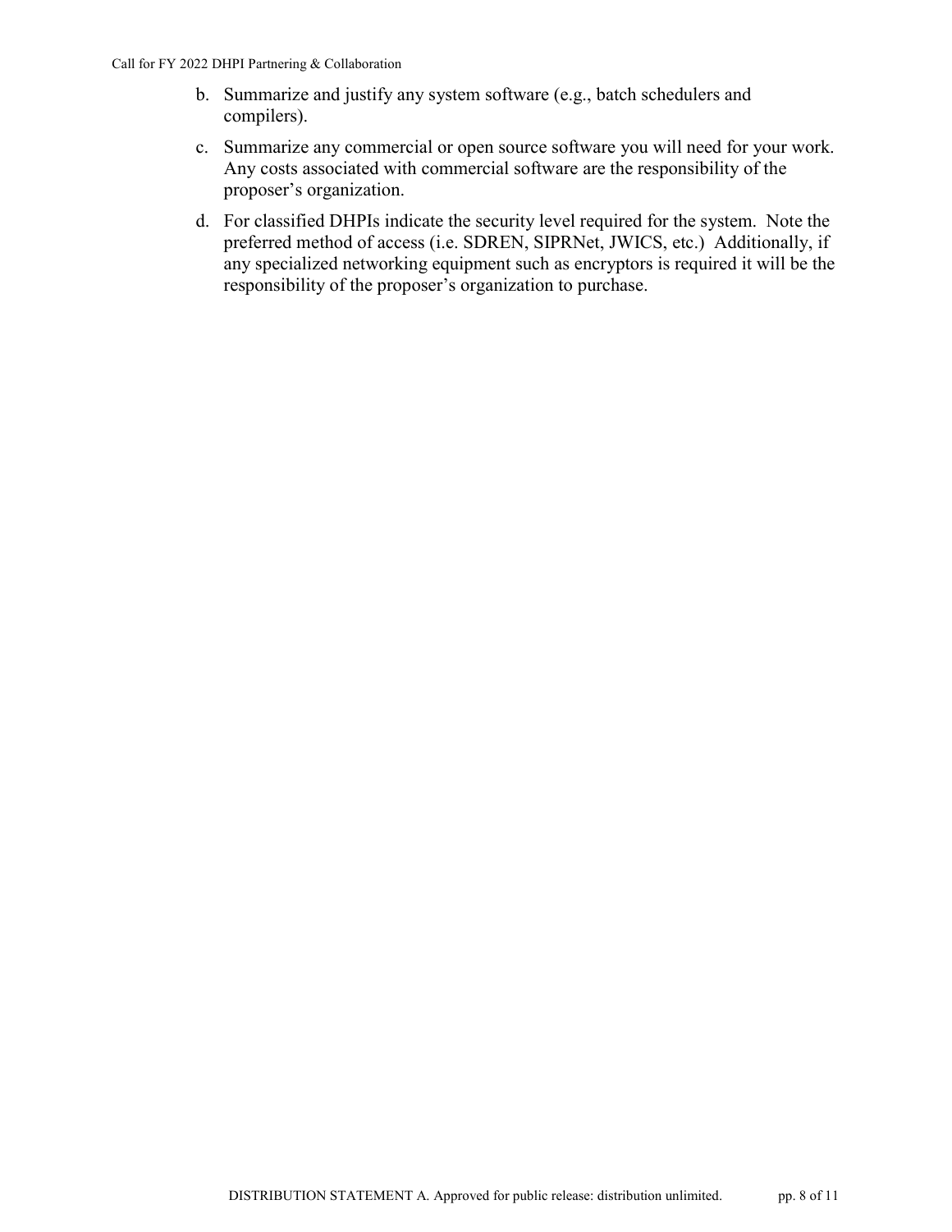b. Summarize and justify any system software (e.g., batch schedulers and compilers).

c. Summarize any commercial or open source software you will need for your work. Any costs associated with commercial software are the responsibility of the proposer's organization.

d. For classified DHPIs indicate the security level required for the system. Note the preferred method of access (i.e. SDREN, SIPRNet, JWICS, etc.) Additionally, if any specialized networking equipment such as encryptors is required it will be the responsibility of the proposer's organization to purchase.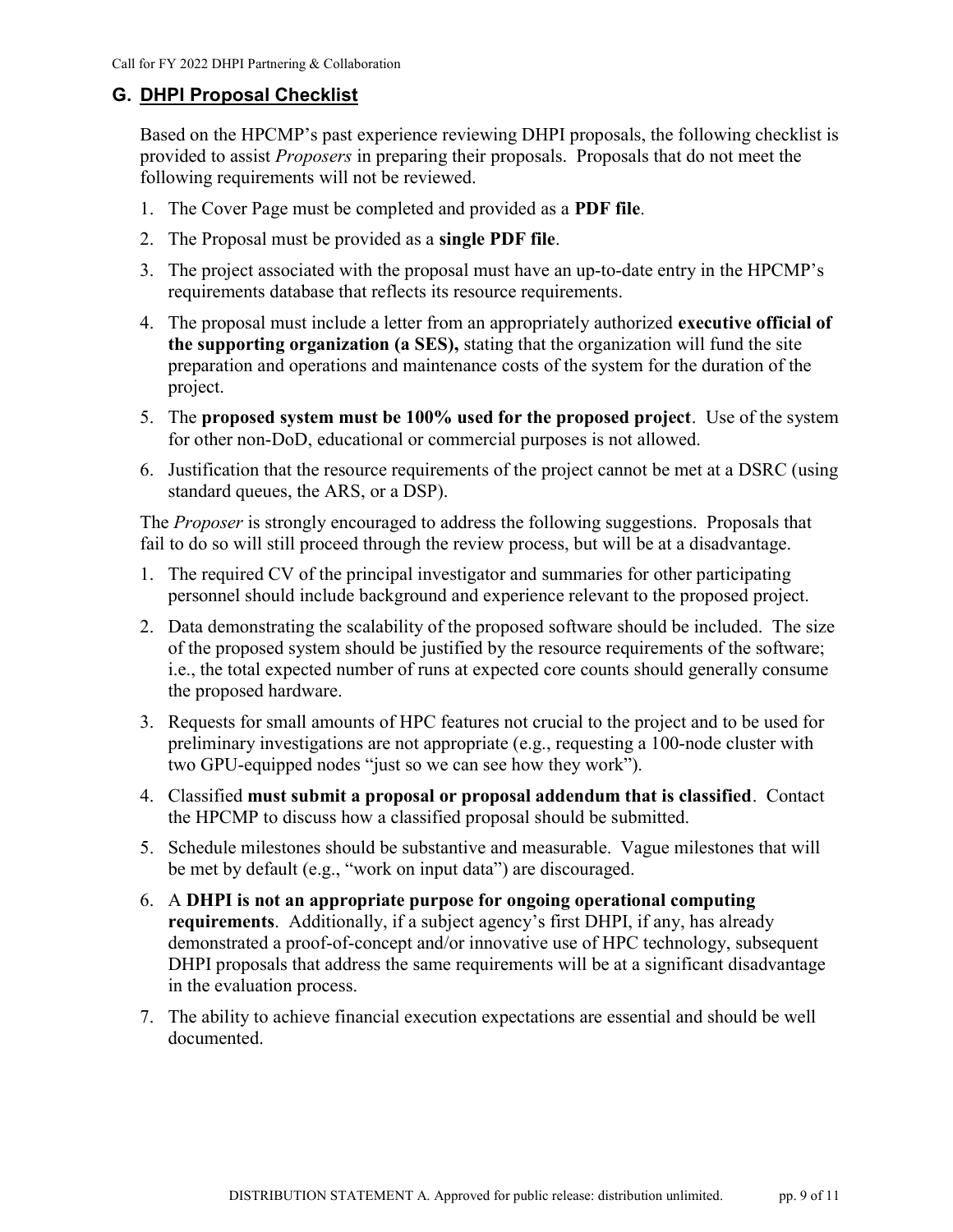## G. DHPI Proposal Checklist

Based on the HPCMP's past experience reviewing DHPI proposals, the following checklist is provided to assist *Proposers* in preparing their proposals. Proposals that do not meet the following requirements will not be reviewed.

1. The Cover Page must be completed and provided as a **PDF file**.
2. The Proposal must be provided as a **single PDF file**.
3. The project associated with the proposal must have an up-to-date entry in the HPCMP's requirements database that reflects its resource requirements.
4. The proposal must include a letter from an appropriately authorized **executive official of the supporting organization (a SES),** stating that the organization will fund the site preparation and operations and maintenance costs of the system for the duration of the project.
5. The **proposed system must be 100% used for the proposed project**. Use of the system for other non-DoD, educational or commercial purposes is not allowed.
6. Justification that the resource requirements of the project cannot be met at a DSRC (using standard queues, the ARS, or a DSP).

The *Proposer* is strongly encouraged to address the following suggestions. Proposals that fail to do so will still proceed through the review process, but will be at a disadvantage.

1. The required CV of the principal investigator and summaries for other participating personnel should include background and experience relevant to the proposed project.
2. Data demonstrating the scalability of the proposed software should be included. The size of the proposed system should be justified by the resource requirements of the software; i.e., the total expected number of runs at expected core counts should generally consume the proposed hardware.
3. Requests for small amounts of HPC features not crucial to the project and to be used for preliminary investigations are not appropriate (e.g., requesting a 100-node cluster with two GPU-equipped nodes "just so we can see how they work").
4. Classified **must submit a proposal or proposal addendum that is classified**. Contact the HPCMP to discuss how a classified proposal should be submitted.
5. Schedule milestones should be substantive and measurable. Vague milestones that will be met by default (e.g., "work on input data") are discouraged.
6. A **DHPI is not an appropriate purpose for ongoing operational computing requirements**. Additionally, if a subject agency's first DHPI, if any, has already demonstrated a proof-of-concept and/or innovative use of HPC technology, subsequent DHPI proposals that address the same requirements will be at a significant disadvantage in the evaluation process.
7. The ability to achieve financial execution expectations are essential and should be well documented.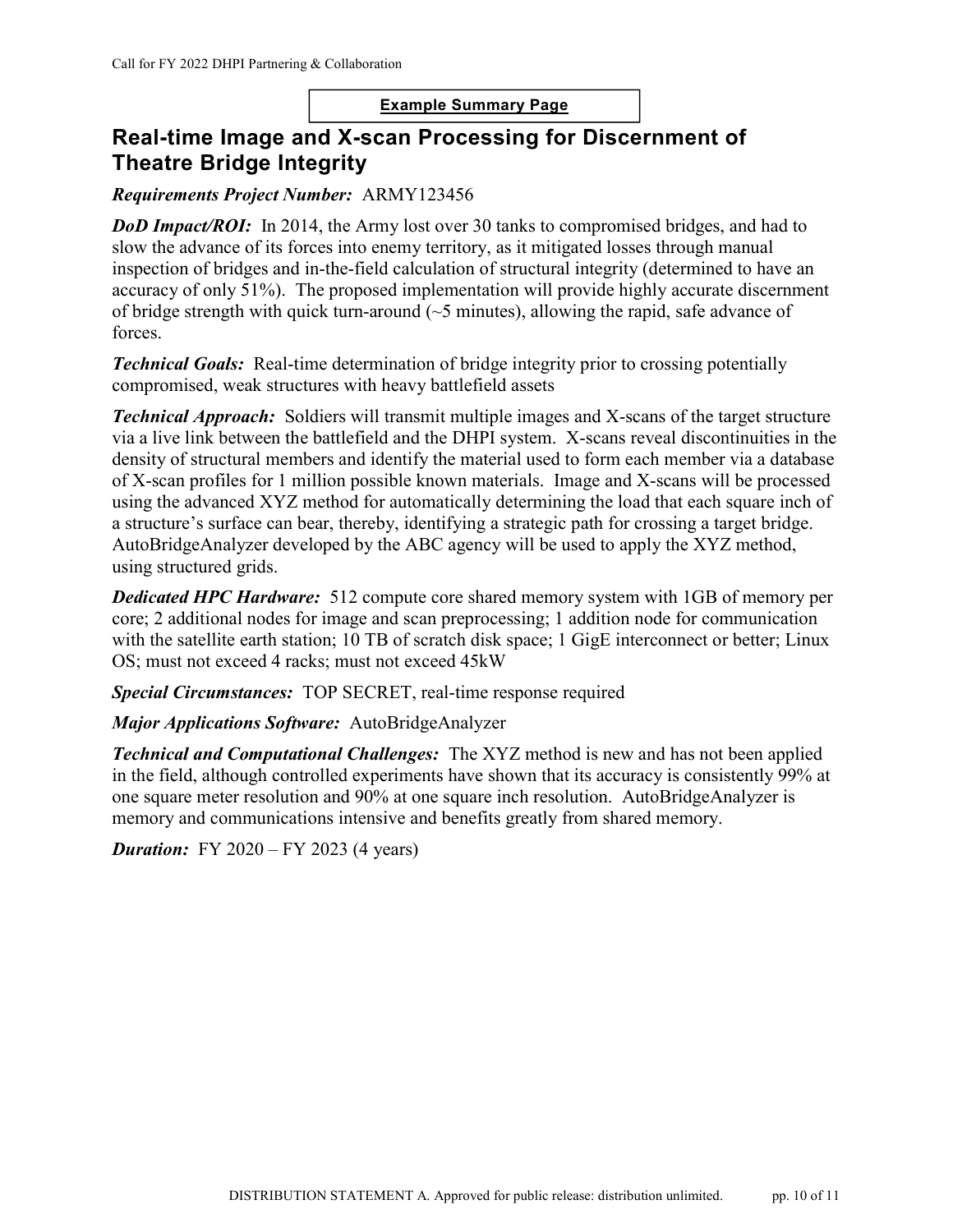**Example Summary Page**

# Real-time Image and X-scan Processing for Discernment of Theatre Bridge Integrity

***Requirements Project Number:*** ARMY123456

***DoD Impact/ROI:*** In 2014, the Army lost over 30 tanks to compromised bridges, and had to slow the advance of its forces into enemy territory, as it mitigated losses through manual inspection of bridges and in-the-field calculation of structural integrity (determined to have an accuracy of only 51%). The proposed implementation will provide highly accurate discernment of bridge strength with quick turn-around (~5 minutes), allowing the rapid, safe advance of forces.

***Technical Goals:*** Real-time determination of bridge integrity prior to crossing potentially compromised, weak structures with heavy battlefield assets

***Technical Approach:*** Soldiers will transmit multiple images and X-scans of the target structure via a live link between the battlefield and the DHPI system. X-scans reveal discontinuities in the density of structural members and identify the material used to form each member via a database of X-scan profiles for 1 million possible known materials. Image and X-scans will be processed using the advanced XYZ method for automatically determining the load that each square inch of a structure's surface can bear, thereby, identifying a strategic path for crossing a target bridge. AutoBridgeAnalyzer developed by the ABC agency will be used to apply the XYZ method, using structured grids.

***Dedicated HPC Hardware:*** 512 compute core shared memory system with 1GB of memory per core; 2 additional nodes for image and scan preprocessing; 1 addition node for communication with the satellite earth station; 10 TB of scratch disk space; 1 GigE interconnect or better; Linux OS; must not exceed 4 racks; must not exceed 45kW

***Special Circumstances:*** TOP SECRET, real-time response required

***Major Applications Software:*** AutoBridgeAnalyzer

***Technical and Computational Challenges:*** The XYZ method is new and has not been applied in the field, although controlled experiments have shown that its accuracy is consistently 99% at one square meter resolution and 90% at one square inch resolution. AutoBridgeAnalyzer is memory and communications intensive and benefits greatly from shared memory.

***Duration:*** FY 2020 – FY 2023 (4 years)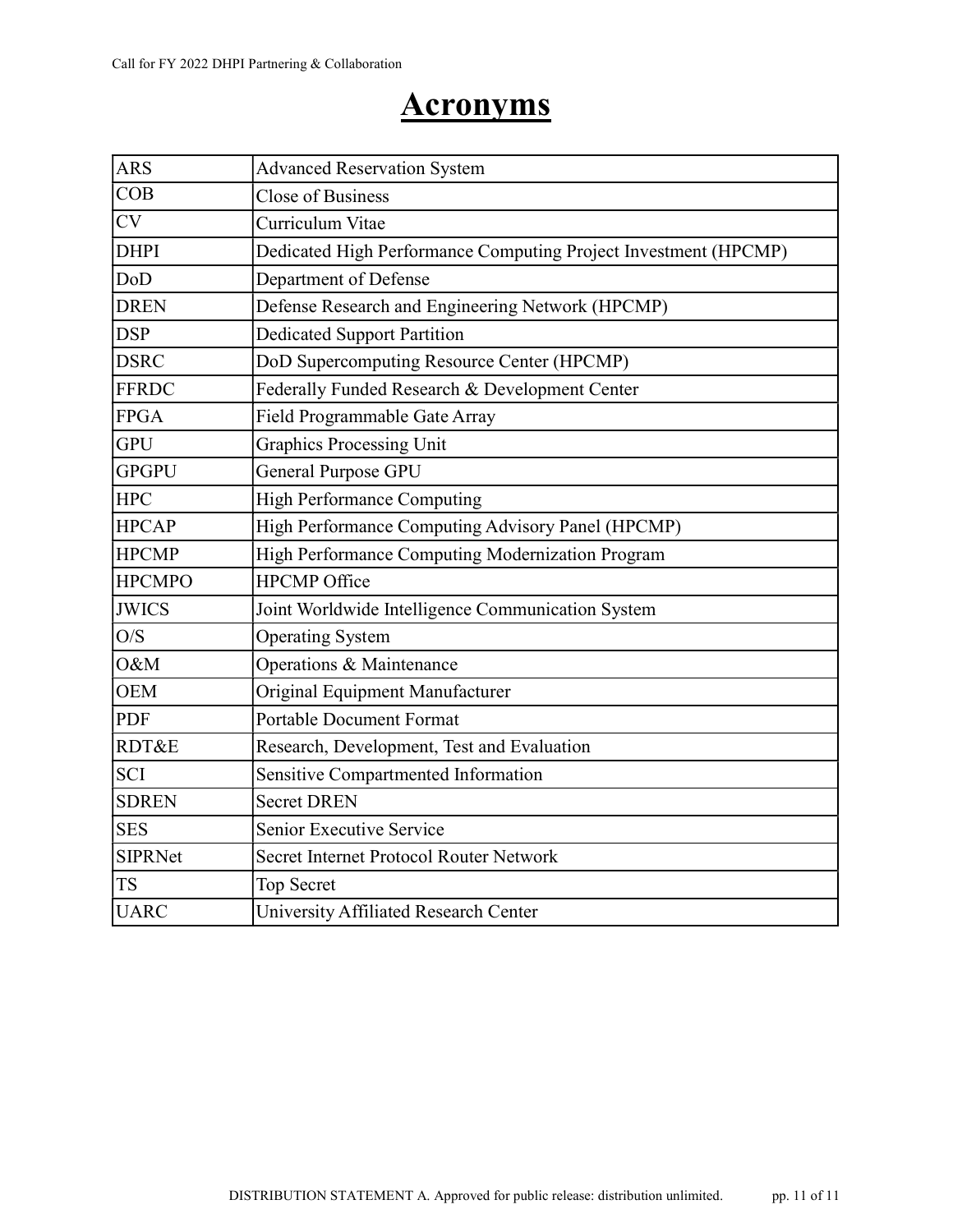# Acronyms

| | |
|---|---|
| ARS | Advanced Reservation System |
| COB | Close of Business |
| CV | Curriculum Vitae |
| DHPI | Dedicated High Performance Computing Project Investment (HPCMP) |
| DoD | Department of Defense |
| DREN | Defense Research and Engineering Network (HPCMP) |
| DSP | Dedicated Support Partition |
| DSRC | DoD Supercomputing Resource Center (HPCMP) |
| FFRDC | Federally Funded Research & Development Center |
| FPGA | Field Programmable Gate Array |
| GPU | Graphics Processing Unit |
| GPGPU | General Purpose GPU |
| HPC | High Performance Computing |
| HPCAP | High Performance Computing Advisory Panel (HPCMP) |
| HPCMP | High Performance Computing Modernization Program |
| HPCMPO | HPCMP Office |
| JWICS | Joint Worldwide Intelligence Communication System |
| O/S | Operating System |
| O&M | Operations & Maintenance |
| OEM | Original Equipment Manufacturer |
| PDF | Portable Document Format |
| RDT&E | Research, Development, Test and Evaluation |
| SCI | Sensitive Compartmented Information |
| SDREN | Secret DREN |
| SES | Senior Executive Service |
| SIPRNet | Secret Internet Protocol Router Network |
| TS | Top Secret |
| UARC | University Affiliated Research Center |

DISTRIBUTION STATEMENT A. Approved for public release: distribution unlimited.